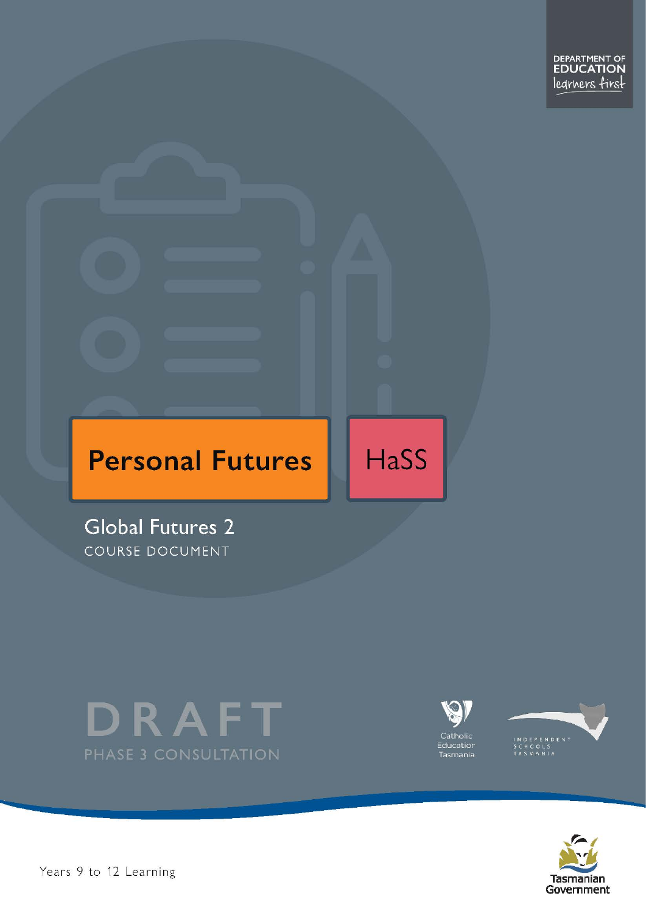DEPARTMENT OF EDUCATION
learners first

# Personal Futures

HaSS

## Global Futures 2

COURSE DOCUMENT

DRAFT

PHASE 3 CONSULTATION

Catholic Education Tasmania

INDEPENDENT SCHOOLS TASMANIA

Tasmanian Government

Years 9 to 12 Learning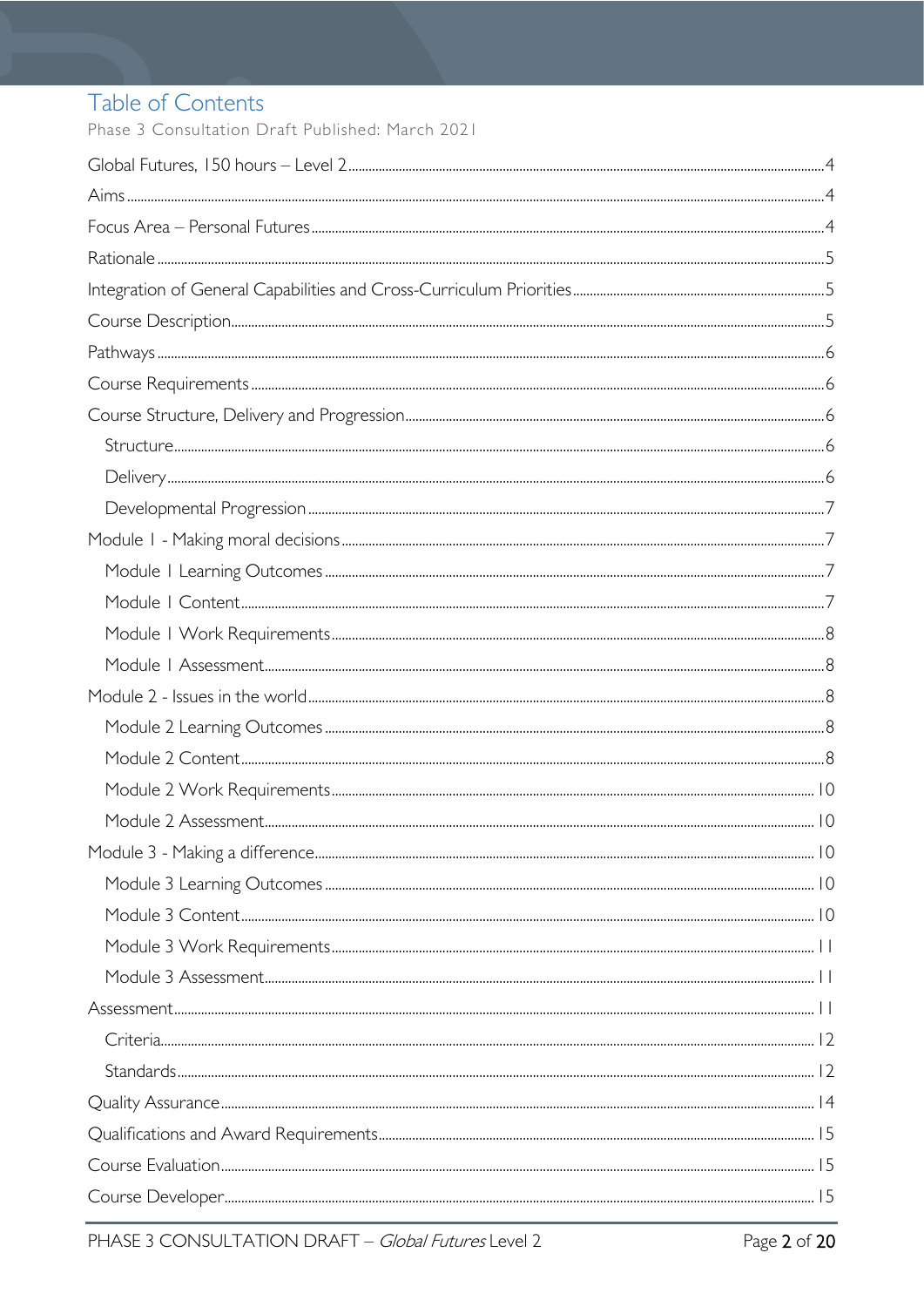# Table of Contents

Phase 3 Consultation Draft Published: March 2021

Global Futures, 150 hours – Level 2 .....4

Aims .....4

Focus Area – Personal Futures .....4

Rationale .....5

Integration of General Capabilities and Cross-Curriculum Priorities .....5

Course Description .....5

Pathways .....6

Course Requirements .....6

Course Structure, Delivery and Progression .....6

- Structure .....6
- Delivery .....6
- Developmental Progression .....7

Module 1 - Making moral decisions .....7

- Module 1 Learning Outcomes .....7
- Module 1 Content .....7
- Module 1 Work Requirements .....8
- Module 1 Assessment .....8

Module 2 - Issues in the world .....8

- Module 2 Learning Outcomes .....8
- Module 2 Content .....8
- Module 2 Work Requirements .....10
- Module 2 Assessment .....10

Module 3 - Making a difference .....10

- Module 3 Learning Outcomes .....10
- Module 3 Content .....10
- Module 3 Work Requirements .....11
- Module 3 Assessment .....11

Assessment .....11

- Criteria .....12
- Standards .....12

Quality Assurance .....14

Qualifications and Award Requirements .....15

Course Evaluation .....15

Course Developer .....15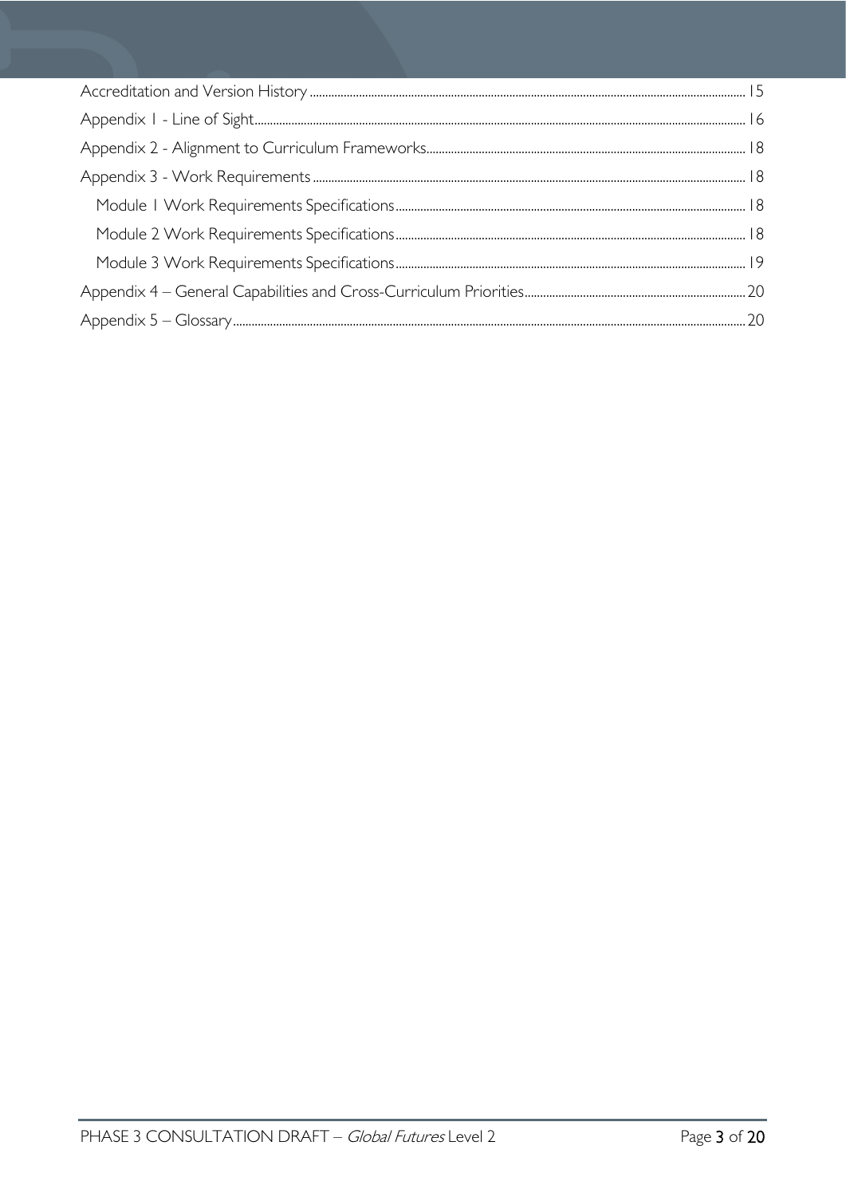Accreditation and Version History ........ 15

Appendix 1 - Line of Sight ........ 16

Appendix 2 - Alignment to Curriculum Frameworks ........ 18

Appendix 3 - Work Requirements ........ 18

- Module 1 Work Requirements Specifications ........ 18
- Module 2 Work Requirements Specifications ........ 18
- Module 3 Work Requirements Specifications ........ 19

Appendix 4 – General Capabilities and Cross-Curriculum Priorities ........ 20

Appendix 5 – Glossary ........ 20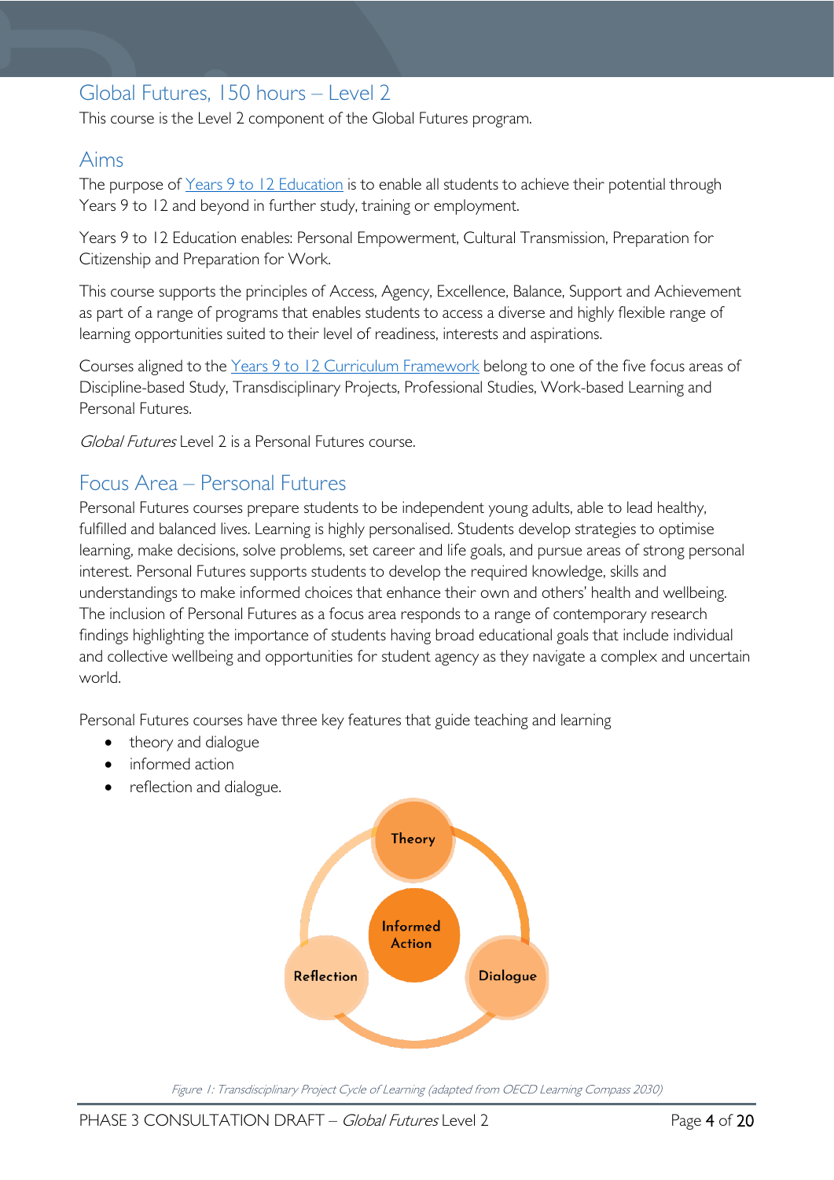## Global Futures, 150 hours – Level 2

This course is the Level 2 component of the Global Futures program.

## Aims

The purpose of Years 9 to 12 Education is to enable all students to achieve their potential through Years 9 to 12 and beyond in further study, training or employment.

Years 9 to 12 Education enables: Personal Empowerment, Cultural Transmission, Preparation for Citizenship and Preparation for Work.

This course supports the principles of Access, Agency, Excellence, Balance, Support and Achievement as part of a range of programs that enables students to access a diverse and highly flexible range of learning opportunities suited to their level of readiness, interests and aspirations.

Courses aligned to the Years 9 to 12 Curriculum Framework belong to one of the five focus areas of Discipline-based Study, Transdisciplinary Projects, Professional Studies, Work-based Learning and Personal Futures.

*Global Futures* Level 2 is a Personal Futures course.

## Focus Area – Personal Futures

Personal Futures courses prepare students to be independent young adults, able to lead healthy, fulfilled and balanced lives. Learning is highly personalised. Students develop strategies to optimise learning, make decisions, solve problems, set career and life goals, and pursue areas of strong personal interest. Personal Futures supports students to develop the required knowledge, skills and understandings to make informed choices that enhance their own and others' health and wellbeing. The inclusion of Personal Futures as a focus area responds to a range of contemporary research findings highlighting the importance of students having broad educational goals that include individual and collective wellbeing and opportunities for student agency as they navigate a complex and uncertain world.

Personal Futures courses have three key features that guide teaching and learning

- theory and dialogue
- informed action
- reflection and dialogue.

Theory

Informed Action

Reflection

Dialogue

*Figure 1: Transdisciplinary Project Cycle of Learning (adapted from OECD Learning Compass 2030)*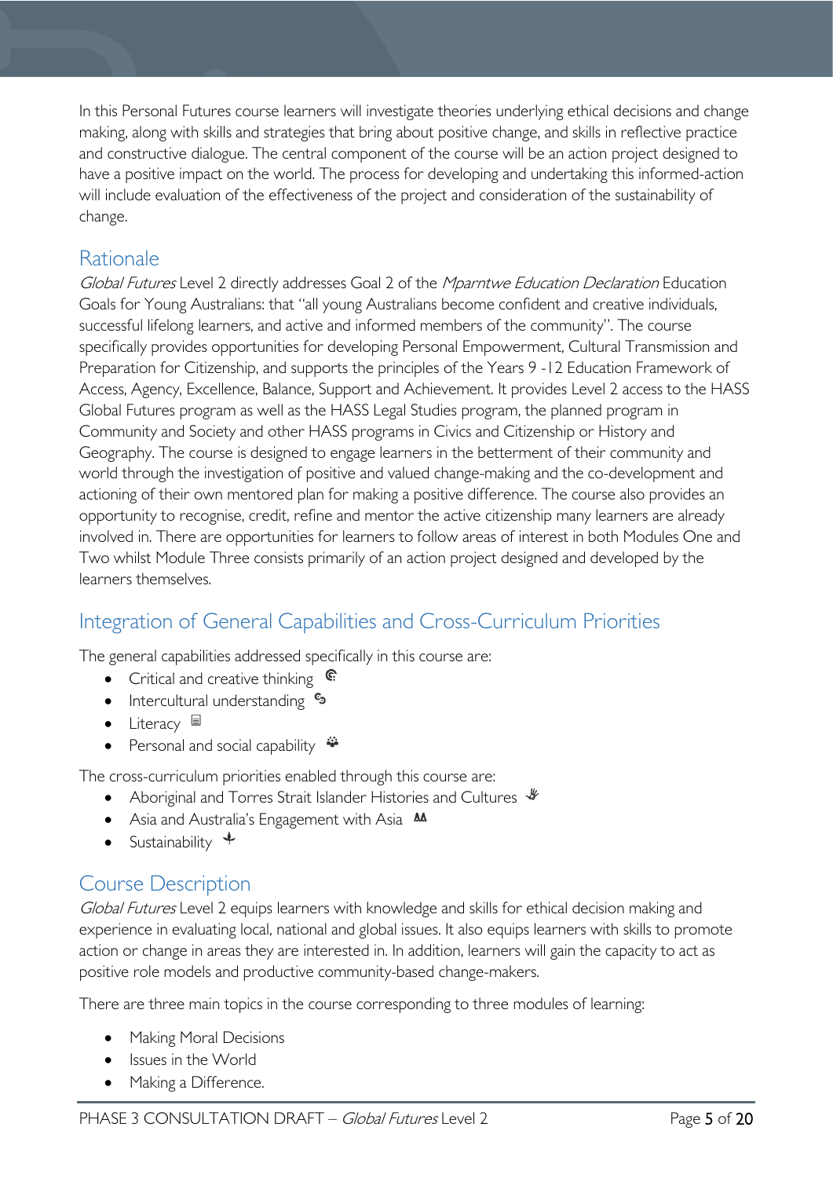In this Personal Futures course learners will investigate theories underlying ethical decisions and change making, along with skills and strategies that bring about positive change, and skills in reflective practice and constructive dialogue. The central component of the course will be an action project designed to have a positive impact on the world. The process for developing and undertaking this informed-action will include evaluation of the effectiveness of the project and consideration of the sustainability of change.

## Rationale

*Global Futures* Level 2 directly addresses Goal 2 of the *Mparntwe Education Declaration* Education Goals for Young Australians: that "all young Australians become confident and creative individuals, successful lifelong learners, and active and informed members of the community". The course specifically provides opportunities for developing Personal Empowerment, Cultural Transmission and Preparation for Citizenship, and supports the principles of the Years 9 -12 Education Framework of Access, Agency, Excellence, Balance, Support and Achievement. It provides Level 2 access to the HASS Global Futures program as well as the HASS Legal Studies program, the planned program in Community and Society and other HASS programs in Civics and Citizenship or History and Geography. The course is designed to engage learners in the betterment of their community and world through the investigation of positive and valued change-making and the co-development and actioning of their own mentored plan for making a positive difference. The course also provides an opportunity to recognise, credit, refine and mentor the active citizenship many learners are already involved in. There are opportunities for learners to follow areas of interest in both Modules One and Two whilst Module Three consists primarily of an action project designed and developed by the learners themselves.

## Integration of General Capabilities and Cross-Curriculum Priorities

The general capabilities addressed specifically in this course are:

- Critical and creative thinking
- Intercultural understanding
- Literacy
- Personal and social capability

The cross-curriculum priorities enabled through this course are:

- Aboriginal and Torres Strait Islander Histories and Cultures
- Asia and Australia's Engagement with Asia
- Sustainability

## Course Description

*Global Futures* Level 2 equips learners with knowledge and skills for ethical decision making and experience in evaluating local, national and global issues. It also equips learners with skills to promote action or change in areas they are interested in. In addition, learners will gain the capacity to act as positive role models and productive community-based change-makers.

There are three main topics in the course corresponding to three modules of learning:

- Making Moral Decisions
- Issues in the World
- Making a Difference.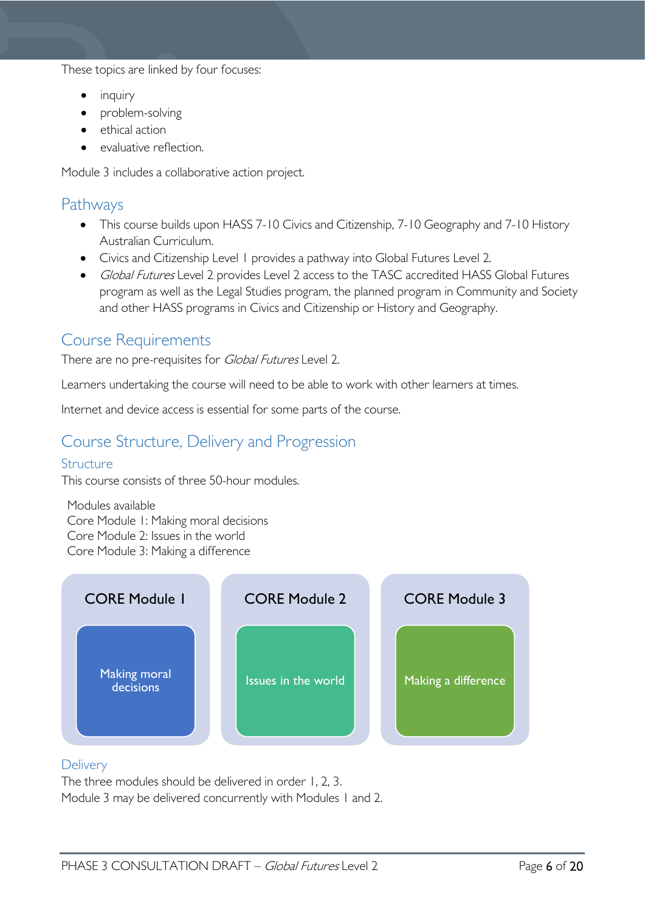These topics are linked by four focuses:

- inquiry
- problem-solving
- ethical action
- evaluative reflection.

Module 3 includes a collaborative action project.

## Pathways

- This course builds upon HASS 7-10 Civics and Citizenship, 7-10 Geography and 7-10 History Australian Curriculum.
- Civics and Citizenship Level 1 provides a pathway into Global Futures Level 2.
- *Global Futures* Level 2 provides Level 2 access to the TASC accredited HASS Global Futures program as well as the Legal Studies program, the planned program in Community and Society and other HASS programs in Civics and Citizenship or History and Geography.

## Course Requirements

There are no pre-requisites for *Global Futures* Level 2.

Learners undertaking the course will need to be able to work with other learners at times.

Internet and device access is essential for some parts of the course.

## Course Structure, Delivery and Progression

### Structure

This course consists of three 50-hour modules.

Modules available
Core Module 1: Making moral decisions
Core Module 2: Issues in the world
Core Module 3: Making a difference

| CORE Module 1 | CORE Module 2 | CORE Module 3 |
|---|---|---|
| Making moral decisions | Issues in the world | Making a difference |

### Delivery

The three modules should be delivered in order 1, 2, 3.
Module 3 may be delivered concurrently with Modules 1 and 2.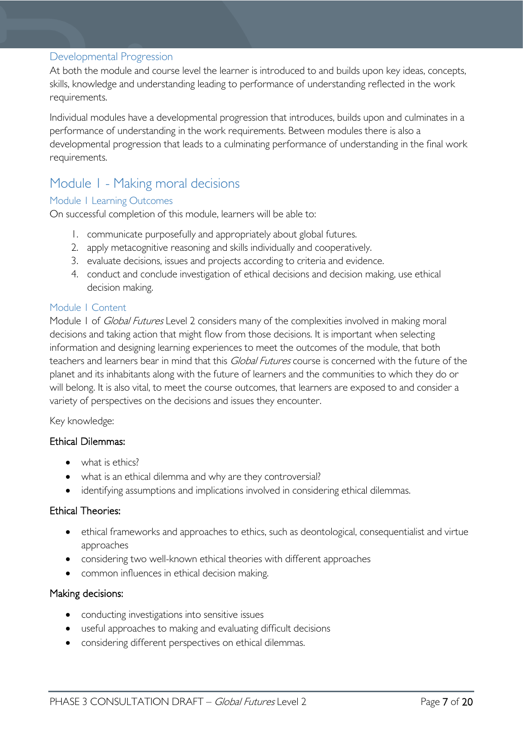### Developmental Progression

At both the module and course level the learner is introduced to and builds upon key ideas, concepts, skills, knowledge and understanding leading to performance of understanding reflected in the work requirements.

Individual modules have a developmental progression that introduces, builds upon and culminates in a performance of understanding in the work requirements. Between modules there is also a developmental progression that leads to a culminating performance of understanding in the final work requirements.

## Module 1 - Making moral decisions

### Module 1 Learning Outcomes

On successful completion of this module, learners will be able to:

1. communicate purposefully and appropriately about global futures.
2. apply metacognitive reasoning and skills individually and cooperatively.
3. evaluate decisions, issues and projects according to criteria and evidence.
4. conduct and conclude investigation of ethical decisions and decision making, use ethical decision making.

### Module 1 Content

Module 1 of *Global Futures* Level 2 considers many of the complexities involved in making moral decisions and taking action that might flow from those decisions. It is important when selecting information and designing learning experiences to meet the outcomes of the module, that both teachers and learners bear in mind that this *Global Futures* course is concerned with the future of the planet and its inhabitants along with the future of learners and the communities to which they do or will belong. It is also vital, to meet the course outcomes, that learners are exposed to and consider a variety of perspectives on the decisions and issues they encounter.

Key knowledge:

#### Ethical Dilemmas:

- what is ethics?
- what is an ethical dilemma and why are they controversial?
- identifying assumptions and implications involved in considering ethical dilemmas.

#### Ethical Theories:

- ethical frameworks and approaches to ethics, such as deontological, consequentialist and virtue approaches
- considering two well-known ethical theories with different approaches
- common influences in ethical decision making.

#### Making decisions:

- conducting investigations into sensitive issues
- useful approaches to making and evaluating difficult decisions
- considering different perspectives on ethical dilemmas.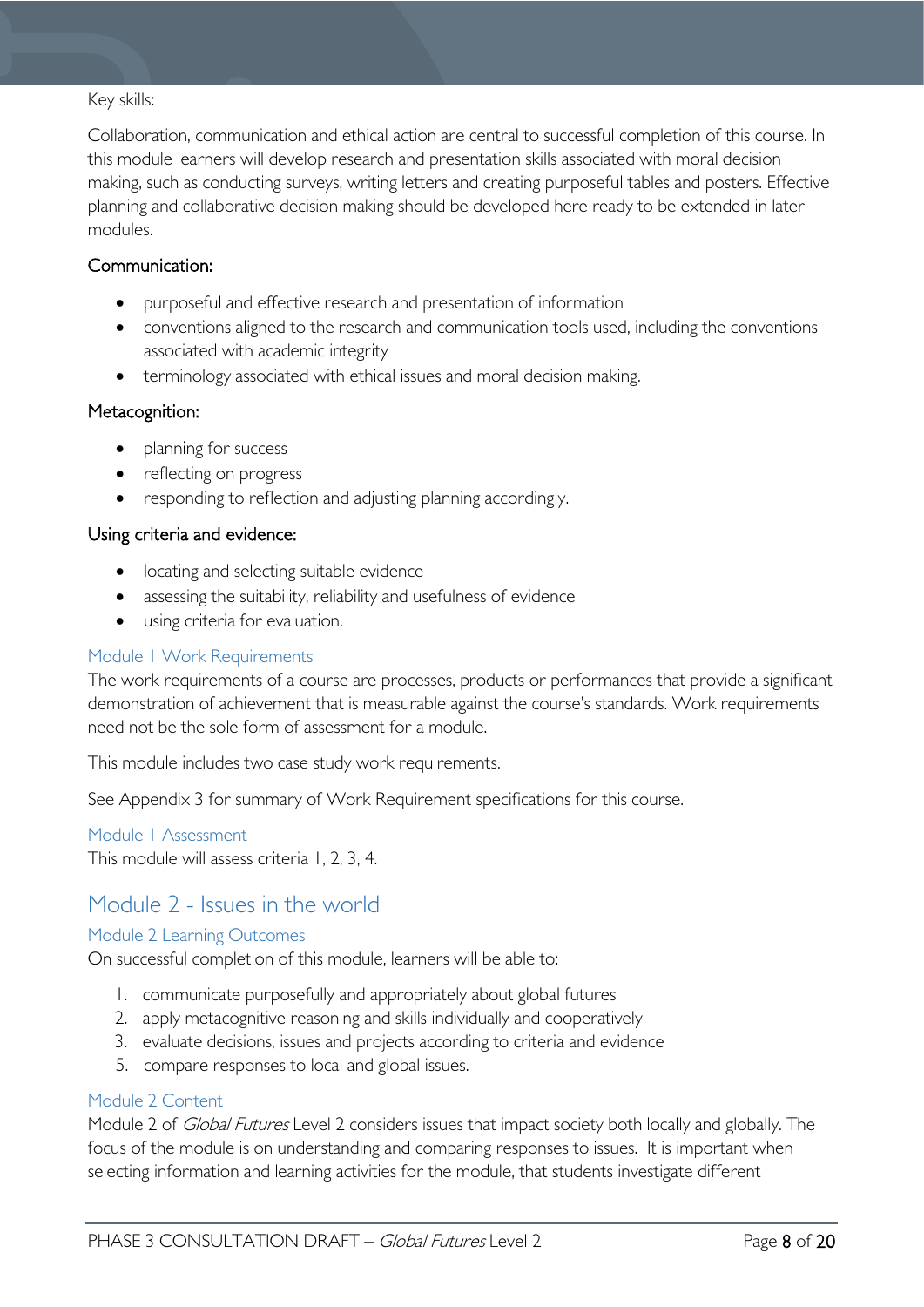Key skills:

Collaboration, communication and ethical action are central to successful completion of this course. In this module learners will develop research and presentation skills associated with moral decision making, such as conducting surveys, writing letters and creating purposeful tables and posters. Effective planning and collaborative decision making should be developed here ready to be extended in later modules.

#### Communication:

- purposeful and effective research and presentation of information
- conventions aligned to the research and communication tools used, including the conventions associated with academic integrity
- terminology associated with ethical issues and moral decision making.

#### Metacognition:

- planning for success
- reflecting on progress
- responding to reflection and adjusting planning accordingly.

#### Using criteria and evidence:

- locating and selecting suitable evidence
- assessing the suitability, reliability and usefulness of evidence
- using criteria for evaluation.

### Module 1 Work Requirements

The work requirements of a course are processes, products or performances that provide a significant demonstration of achievement that is measurable against the course's standards. Work requirements need not be the sole form of assessment for a module.

This module includes two case study work requirements.

See Appendix 3 for summary of Work Requirement specifications for this course.

### Module 1 Assessment

This module will assess criteria 1, 2, 3, 4.

## Module 2 - Issues in the world

### Module 2 Learning Outcomes

On successful completion of this module, learners will be able to:

1. communicate purposefully and appropriately about global futures
2. apply metacognitive reasoning and skills individually and cooperatively
3. evaluate decisions, issues and projects according to criteria and evidence
5. compare responses to local and global issues.

### Module 2 Content

Module 2 of *Global Futures* Level 2 considers issues that impact society both locally and globally. The focus of the module is on understanding and comparing responses to issues. It is important when selecting information and learning activities for the module, that students investigate different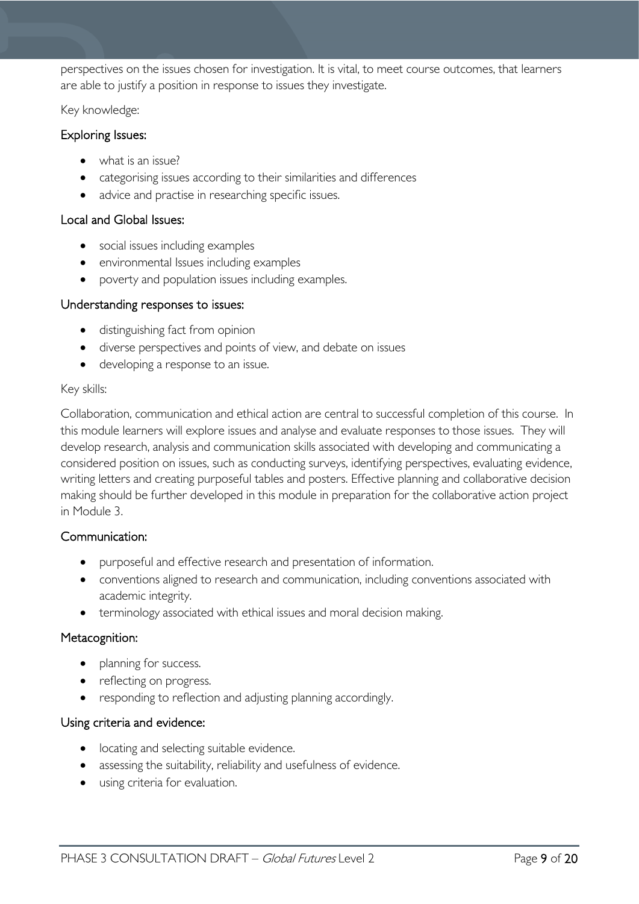perspectives on the issues chosen for investigation. It is vital, to meet course outcomes, that learners are able to justify a position in response to issues they investigate.

Key knowledge:

### Exploring Issues:

- what is an issue?
- categorising issues according to their similarities and differences
- advice and practise in researching specific issues.

### Local and Global Issues:

- social issues including examples
- environmental Issues including examples
- poverty and population issues including examples.

### Understanding responses to issues:

- distinguishing fact from opinion
- diverse perspectives and points of view, and debate on issues
- developing a response to an issue.

Key skills:

Collaboration, communication and ethical action are central to successful completion of this course. In this module learners will explore issues and analyse and evaluate responses to those issues. They will develop research, analysis and communication skills associated with developing and communicating a considered position on issues, such as conducting surveys, identifying perspectives, evaluating evidence, writing letters and creating purposeful tables and posters. Effective planning and collaborative decision making should be further developed in this module in preparation for the collaborative action project in Module 3.

### Communication:

- purposeful and effective research and presentation of information.
- conventions aligned to research and communication, including conventions associated with academic integrity.
- terminology associated with ethical issues and moral decision making.

### Metacognition:

- planning for success.
- reflecting on progress.
- responding to reflection and adjusting planning accordingly.

### Using criteria and evidence:

- locating and selecting suitable evidence.
- assessing the suitability, reliability and usefulness of evidence.
- using criteria for evaluation.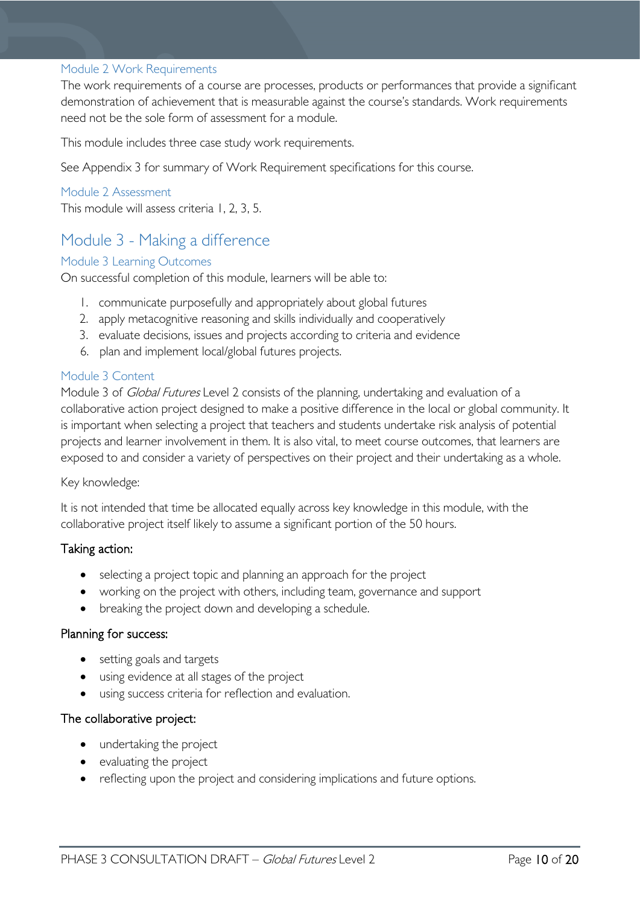### Module 2 Work Requirements

The work requirements of a course are processes, products or performances that provide a significant demonstration of achievement that is measurable against the course's standards. Work requirements need not be the sole form of assessment for a module.

This module includes three case study work requirements.

See Appendix 3 for summary of Work Requirement specifications for this course.

### Module 2 Assessment

This module will assess criteria 1, 2, 3, 5.

## Module 3 - Making a difference

### Module 3 Learning Outcomes

On successful completion of this module, learners will be able to:

1. communicate purposefully and appropriately about global futures
2. apply metacognitive reasoning and skills individually and cooperatively
3. evaluate decisions, issues and projects according to criteria and evidence

6. plan and implement local/global futures projects.

### Module 3 Content

Module 3 of *Global Futures* Level 2 consists of the planning, undertaking and evaluation of a collaborative action project designed to make a positive difference in the local or global community. It is important when selecting a project that teachers and students undertake risk analysis of potential projects and learner involvement in them. It is also vital, to meet course outcomes, that learners are exposed to and consider a variety of perspectives on their project and their undertaking as a whole.

Key knowledge:

It is not intended that time be allocated equally across key knowledge in this module, with the collaborative project itself likely to assume a significant portion of the 50 hours.

#### Taking action:

- selecting a project topic and planning an approach for the project
- working on the project with others, including team, governance and support
- breaking the project down and developing a schedule.

#### Planning for success:

- setting goals and targets
- using evidence at all stages of the project
- using success criteria for reflection and evaluation.

#### The collaborative project:

- undertaking the project
- evaluating the project
- reflecting upon the project and considering implications and future options.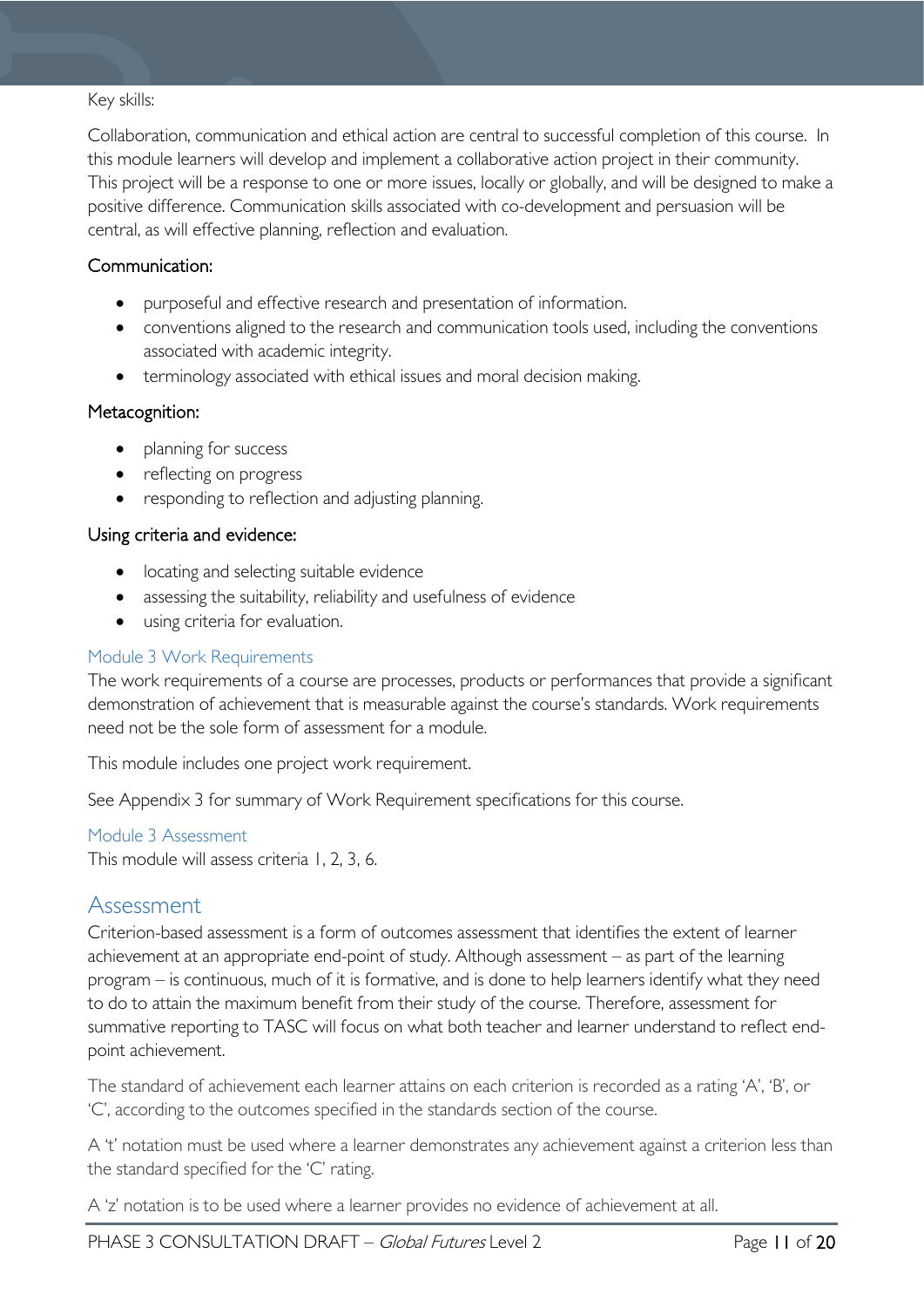Key skills:

Collaboration, communication and ethical action are central to successful completion of this course. In this module learners will develop and implement a collaborative action project in their community. This project will be a response to one or more issues, locally or globally, and will be designed to make a positive difference. Communication skills associated with co-development and persuasion will be central, as will effective planning, reflection and evaluation.

#### Communication:

- purposeful and effective research and presentation of information.
- conventions aligned to the research and communication tools used, including the conventions associated with academic integrity.
- terminology associated with ethical issues and moral decision making.

#### Metacognition:

- planning for success
- reflecting on progress
- responding to reflection and adjusting planning.

#### Using criteria and evidence:

- locating and selecting suitable evidence
- assessing the suitability, reliability and usefulness of evidence
- using criteria for evaluation.

### Module 3 Work Requirements

The work requirements of a course are processes, products or performances that provide a significant demonstration of achievement that is measurable against the course's standards. Work requirements need not be the sole form of assessment for a module.

This module includes one project work requirement.

See Appendix 3 for summary of Work Requirement specifications for this course.

### Module 3 Assessment

This module will assess criteria 1, 2, 3, 6.

## Assessment

Criterion-based assessment is a form of outcomes assessment that identifies the extent of learner achievement at an appropriate end-point of study. Although assessment – as part of the learning program – is continuous, much of it is formative, and is done to help learners identify what they need to do to attain the maximum benefit from their study of the course. Therefore, assessment for summative reporting to TASC will focus on what both teacher and learner understand to reflect end-point achievement.

The standard of achievement each learner attains on each criterion is recorded as a rating 'A', 'B', or 'C', according to the outcomes specified in the standards section of the course.

A 't' notation must be used where a learner demonstrates any achievement against a criterion less than the standard specified for the 'C' rating.

A 'z' notation is to be used where a learner provides no evidence of achievement at all.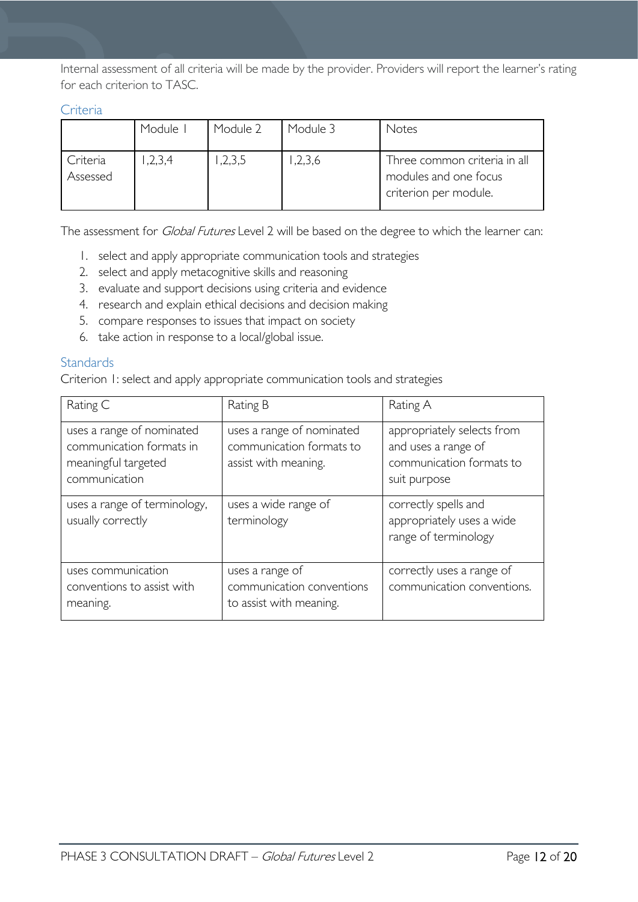Internal assessment of all criteria will be made by the provider. Providers will report the learner's rating for each criterion to TASC.

### Criteria

| | Module 1 | Module 2 | Module 3 | Notes |
|---|---|---|---|---|
| Criteria Assessed | 1,2,3,4 | 1,2,3,5 | 1,2,3,6 | Three common criteria in all modules and one focus criterion per module. |

The assessment for *Global Futures* Level 2 will be based on the degree to which the learner can:

1. select and apply appropriate communication tools and strategies
2. select and apply metacognitive skills and reasoning
3. evaluate and support decisions using criteria and evidence
4. research and explain ethical decisions and decision making
5. compare responses to issues that impact on society
6. take action in response to a local/global issue.

### Standards

Criterion 1: select and apply appropriate communication tools and strategies

| Rating C | Rating B | Rating A |
|---|---|---|
| uses a range of nominated communication formats in meaningful targeted communication | uses a range of nominated communication formats to assist with meaning. | appropriately selects from and uses a range of communication formats to suit purpose |
| uses a range of terminology, usually correctly | uses a wide range of terminology | correctly spells and appropriately uses a wide range of terminology |
| uses communication conventions to assist with meaning. | uses a range of communication conventions to assist with meaning. | correctly uses a range of communication conventions. |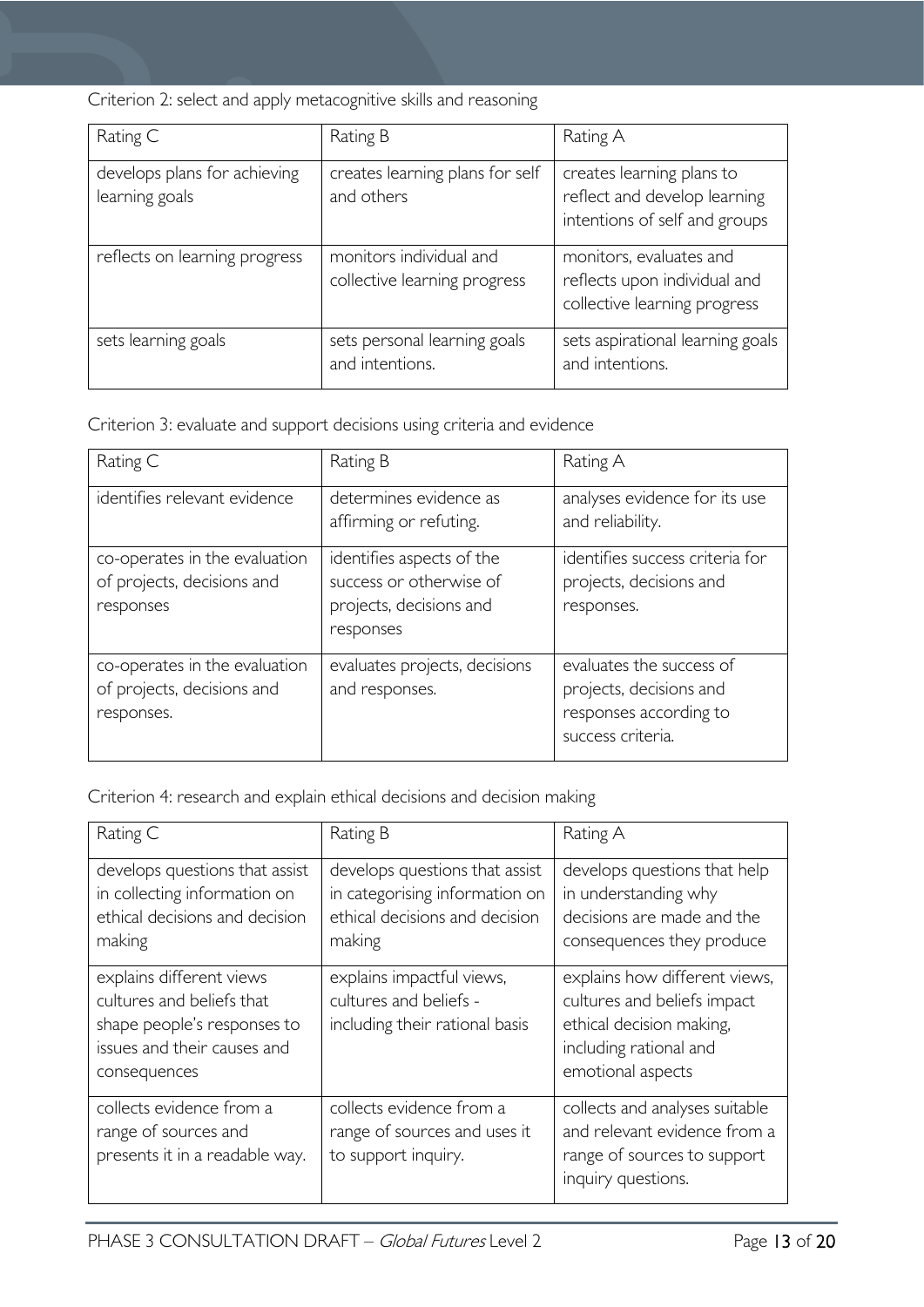Criterion 2: select and apply metacognitive skills and reasoning

| Rating C | Rating B | Rating A |
|---|---|---|
| develops plans for achieving learning goals | creates learning plans for self and others | creates learning plans to reflect and develop learning intentions of self and groups |
| reflects on learning progress | monitors individual and collective learning progress | monitors, evaluates and reflects upon individual and collective learning progress |
| sets learning goals | sets personal learning goals and intentions. | sets aspirational learning goals and intentions. |

Criterion 3: evaluate and support decisions using criteria and evidence

| Rating C | Rating B | Rating A |
|---|---|---|
| identifies relevant evidence | determines evidence as affirming or refuting. | analyses evidence for its use and reliability. |
| co-operates in the evaluation of projects, decisions and responses | identifies aspects of the success or otherwise of projects, decisions and responses | identifies success criteria for projects, decisions and responses. |
| co-operates in the evaluation of projects, decisions and responses. | evaluates projects, decisions and responses. | evaluates the success of projects, decisions and responses according to success criteria. |

Criterion 4: research and explain ethical decisions and decision making

| Rating C | Rating B | Rating A |
|---|---|---|
| develops questions that assist in collecting information on ethical decisions and decision making | develops questions that assist in categorising information on ethical decisions and decision making | develops questions that help in understanding why decisions are made and the consequences they produce |
| explains different views cultures and beliefs that shape people's responses to issues and their causes and consequences | explains impactful views, cultures and beliefs - including their rational basis | explains how different views, cultures and beliefs impact ethical decision making, including rational and emotional aspects |
| collects evidence from a range of sources and presents it in a readable way. | collects evidence from a range of sources and uses it to support inquiry. | collects and analyses suitable and relevant evidence from a range of sources to support inquiry questions. |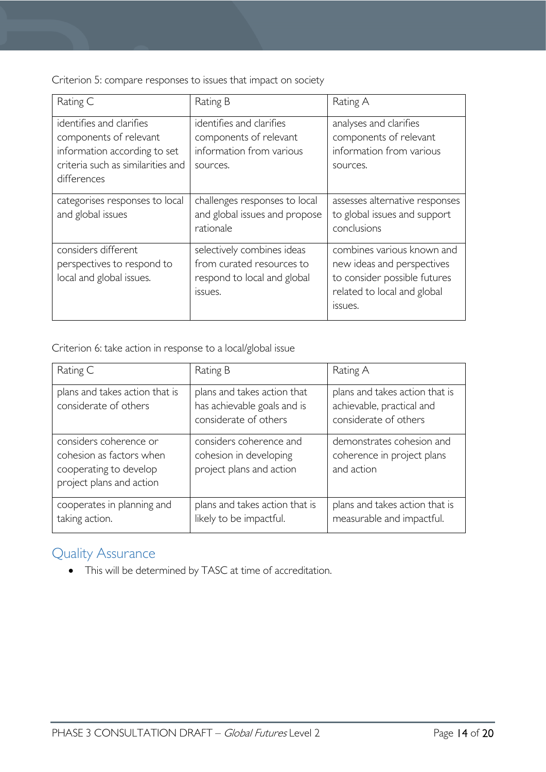Criterion 5: compare responses to issues that impact on society

| Rating C | Rating B | Rating A |
|---|---|---|
| identifies and clarifies components of relevant information according to set criteria such as similarities and differences | identifies and clarifies components of relevant information from various sources. | analyses and clarifies components of relevant information from various sources. |
| categorises responses to local and global issues | challenges responses to local and global issues and propose rationale | assesses alternative responses to global issues and support conclusions |
| considers different perspectives to respond to local and global issues. | selectively combines ideas from curated resources to respond to local and global issues. | combines various known and new ideas and perspectives to consider possible futures related to local and global issues. |

Criterion 6: take action in response to a local/global issue

| Rating C | Rating B | Rating A |
|---|---|---|
| plans and takes action that is considerate of others | plans and takes action that has achievable goals and is considerate of others | plans and takes action that is achievable, practical and considerate of others |
| considers coherence or cohesion as factors when cooperating to develop project plans and action | considers coherence and cohesion in developing project plans and action | demonstrates cohesion and coherence in project plans and action |
| cooperates in planning and taking action. | plans and takes action that is likely to be impactful. | plans and takes action that is measurable and impactful. |

## Quality Assurance

- This will be determined by TASC at time of accreditation.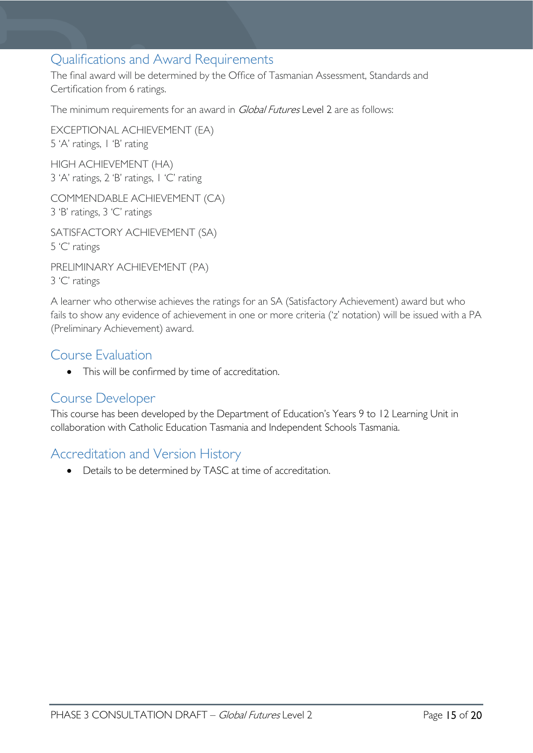## Qualifications and Award Requirements

The final award will be determined by the Office of Tasmanian Assessment, Standards and Certification from 6 ratings.

The minimum requirements for an award in *Global Futures* Level 2 are as follows:

EXCEPTIONAL ACHIEVEMENT (EA)
5 'A' ratings, 1 'B' rating

HIGH ACHIEVEMENT (HA)
3 'A' ratings, 2 'B' ratings, 1 'C' rating

COMMENDABLE ACHIEVEMENT (CA)
3 'B' ratings, 3 'C' ratings

SATISFACTORY ACHIEVEMENT (SA)
5 'C' ratings

PRELIMINARY ACHIEVEMENT (PA)
3 'C' ratings

A learner who otherwise achieves the ratings for an SA (Satisfactory Achievement) award but who fails to show any evidence of achievement in one or more criteria ('z' notation) will be issued with a PA (Preliminary Achievement) award.

## Course Evaluation

- This will be confirmed by time of accreditation.

## Course Developer

This course has been developed by the Department of Education's Years 9 to 12 Learning Unit in collaboration with Catholic Education Tasmania and Independent Schools Tasmania.

## Accreditation and Version History

- Details to be determined by TASC at time of accreditation.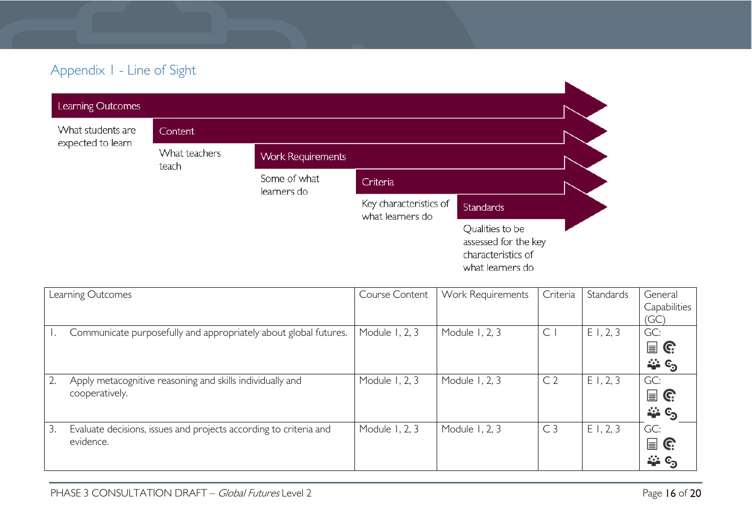## Appendix 1 - Line of Sight

**Learning Outcomes** – What students are expected to learn

**Content** – What teachers teach

**Work Requirements** – Some of what learners do

**Criteria** – Key characteristics of what learners do

**Standards** – Qualities to be assessed for the key characteristics of what learners do

| Learning Outcomes | Course Content | Work Requirements | Criteria | Standards | General Capabilities (GC) |
|---|---|---|---|---|---|
| 1. Communicate purposefully and appropriately about global futures. | Module 1, 2, 3 | Module 1, 2, 3 | C 1 | E 1, 2, 3 | GC: |
| 2. Apply metacognitive reasoning and skills individually and cooperatively. | Module 1, 2, 3 | Module 1, 2, 3 | C 2 | E 1, 2, 3 | GC: |
| 3. Evaluate decisions, issues and projects according to criteria and evidence. | Module 1, 2, 3 | Module 1, 2, 3 | C 3 | E 1, 2, 3 | GC: |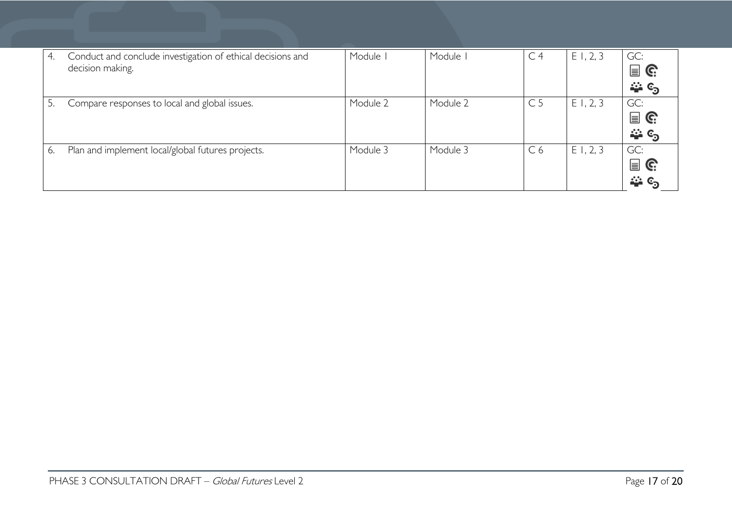| 4. Conduct and conclude investigation of ethical decisions and decision making. | Module 1 | Module 1 | C 4 | E 1, 2, 3 | GC: |
|---|---|---|---|---|---|
| 5. Compare responses to local and global issues. | Module 2 | Module 2 | C 5 | E 1, 2, 3 | GC: |
| 6. Plan and implement local/global futures projects. | Module 3 | Module 3 | C 6 | E 1, 2, 3 | GC: |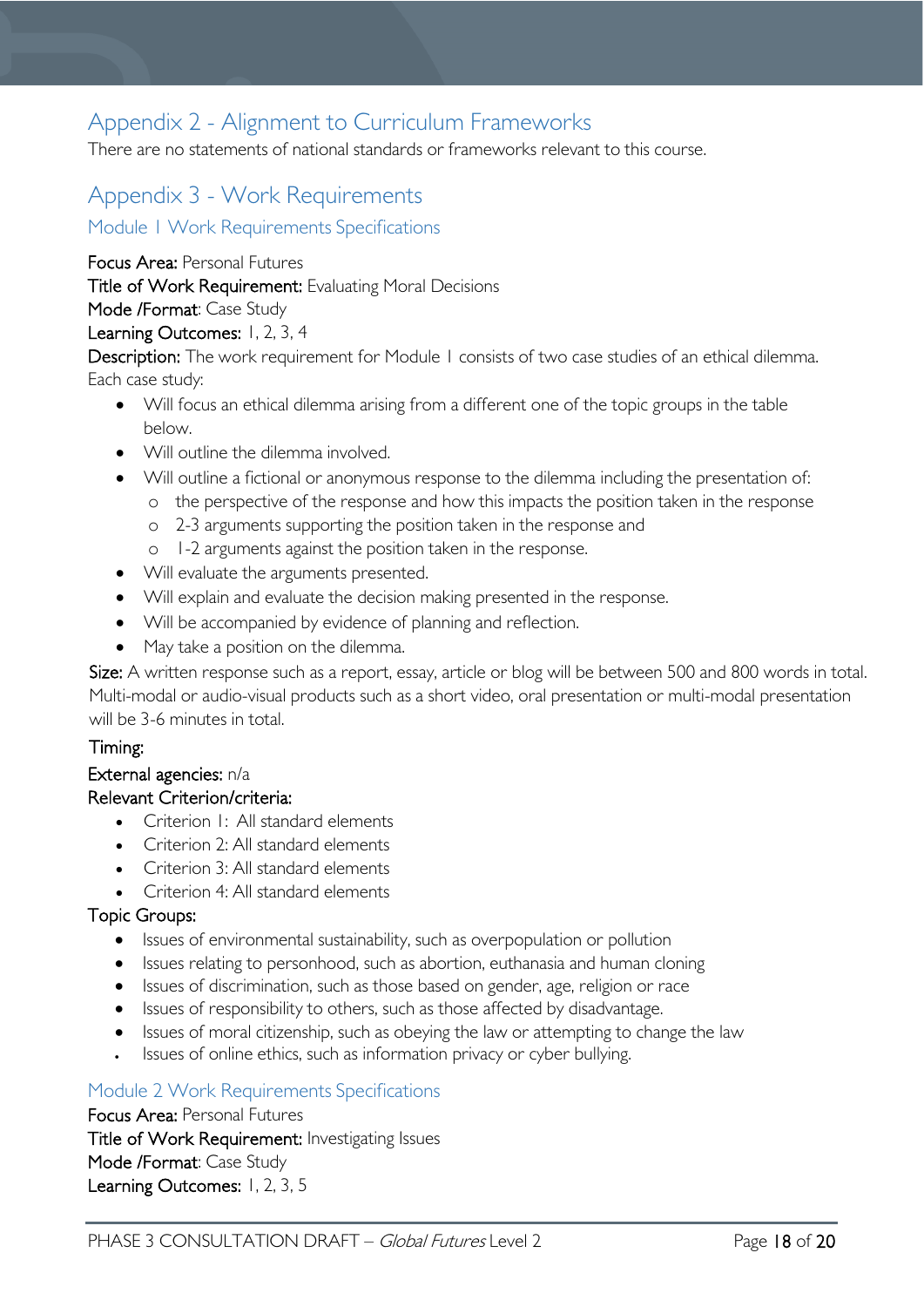## Appendix 2 - Alignment to Curriculum Frameworks

There are no statements of national standards or frameworks relevant to this course.

## Appendix 3 - Work Requirements

### Module 1 Work Requirements Specifications

**Focus Area:** Personal Futures

**Title of Work Requirement:** Evaluating Moral Decisions

**Mode /Format**: Case Study

**Learning Outcomes:** 1, 2, 3, 4

**Description:** The work requirement for Module 1 consists of two case studies of an ethical dilemma. Each case study:

- Will focus an ethical dilemma arising from a different one of the topic groups in the table below.
- Will outline the dilemma involved.
- Will outline a fictional or anonymous response to the dilemma including the presentation of:
  - the perspective of the response and how this impacts the position taken in the response
  - 2-3 arguments supporting the position taken in the response and
  - 1-2 arguments against the position taken in the response.
- Will evaluate the arguments presented.
- Will explain and evaluate the decision making presented in the response.
- Will be accompanied by evidence of planning and reflection.
- May take a position on the dilemma.

**Size:** A written response such as a report, essay, article or blog will be between 500 and 800 words in total. Multi-modal or audio-visual products such as a short video, oral presentation or multi-modal presentation will be 3-6 minutes in total.

**Timing:**

**External agencies:** n/a

**Relevant Criterion/criteria:**

- Criterion 1: All standard elements
- Criterion 2: All standard elements
- Criterion 3: All standard elements
- Criterion 4: All standard elements

**Topic Groups:**

- Issues of environmental sustainability, such as overpopulation or pollution
- Issues relating to personhood, such as abortion, euthanasia and human cloning
- Issues of discrimination, such as those based on gender, age, religion or race
- Issues of responsibility to others, such as those affected by disadvantage.
- Issues of moral citizenship, such as obeying the law or attempting to change the law
- Issues of online ethics, such as information privacy or cyber bullying.

### Module 2 Work Requirements Specifications

**Focus Area:** Personal Futures

**Title of Work Requirement:** Investigating Issues

**Mode /Format**: Case Study

**Learning Outcomes:** 1, 2, 3, 5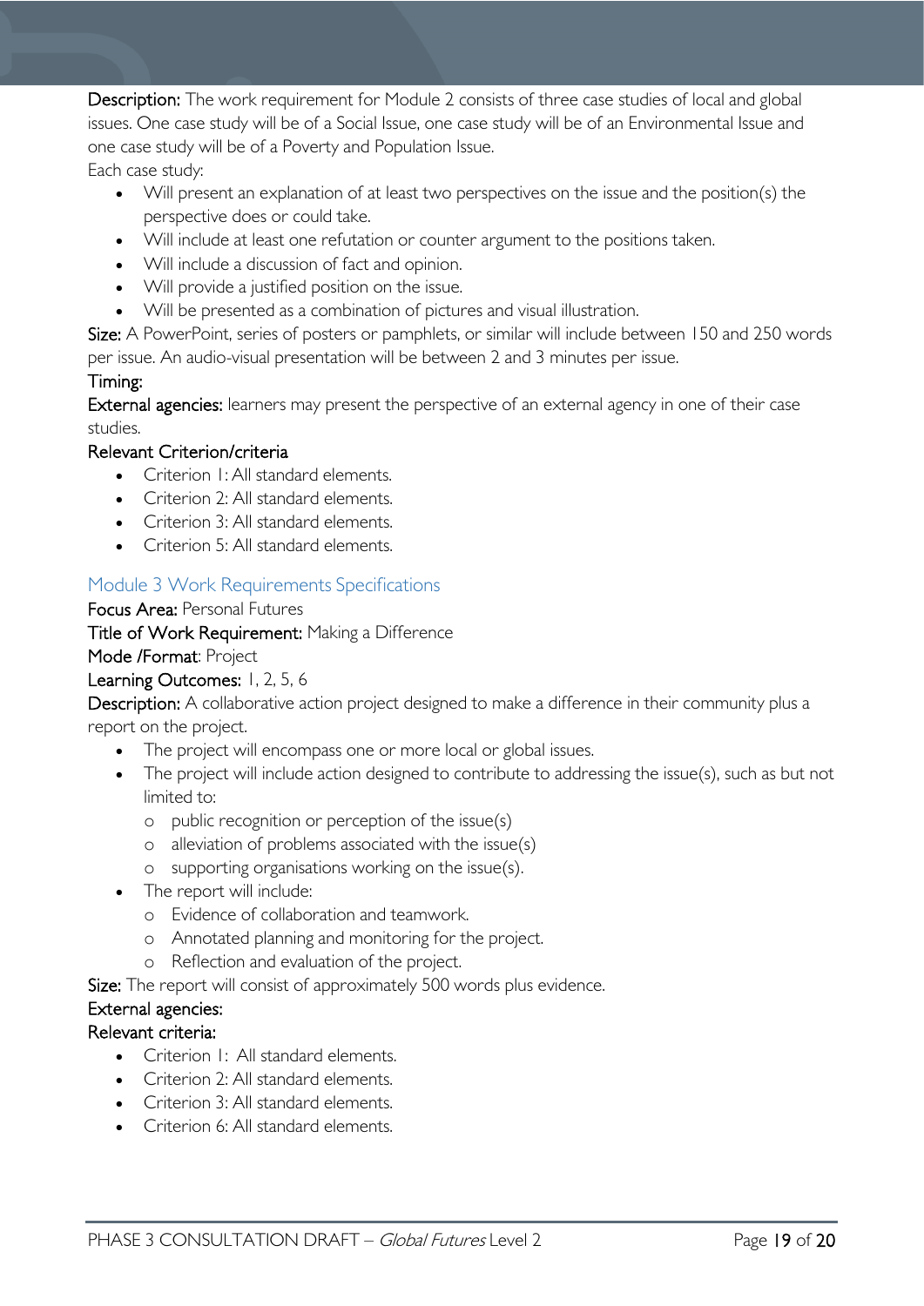**Description:** The work requirement for Module 2 consists of three case studies of local and global issues. One case study will be of a Social Issue, one case study will be of an Environmental Issue and one case study will be of a Poverty and Population Issue.

Each case study:

- Will present an explanation of at least two perspectives on the issue and the position(s) the perspective does or could take.
- Will include at least one refutation or counter argument to the positions taken.
- Will include a discussion of fact and opinion.
- Will provide a justified position on the issue.
- Will be presented as a combination of pictures and visual illustration.

**Size:** A PowerPoint, series of posters or pamphlets, or similar will include between 150 and 250 words per issue. An audio-visual presentation will be between 2 and 3 minutes per issue.

**Timing:**

**External agencies:** learners may present the perspective of an external agency in one of their case studies.

**Relevant Criterion/criteria**

- Criterion 1: All standard elements.
- Criterion 2: All standard elements.
- Criterion 3: All standard elements.
- Criterion 5: All standard elements.

## Module 3 Work Requirements Specifications

**Focus Area:** Personal Futures

**Title of Work Requirement:** Making a Difference

**Mode /Format**: Project

**Learning Outcomes:** 1, 2, 5, 6

**Description:** A collaborative action project designed to make a difference in their community plus a report on the project.

- The project will encompass one or more local or global issues.
- The project will include action designed to contribute to addressing the issue(s), such as but not limited to:
  - public recognition or perception of the issue(s)
  - alleviation of problems associated with the issue(s)
  - supporting organisations working on the issue(s).
- The report will include:
  - Evidence of collaboration and teamwork.
  - Annotated planning and monitoring for the project.
  - Reflection and evaluation of the project.

**Size:** The report will consist of approximately 500 words plus evidence.

**External agencies:**

**Relevant criteria:**

- Criterion 1: All standard elements.
- Criterion 2: All standard elements.
- Criterion 3: All standard elements.
- Criterion 6: All standard elements.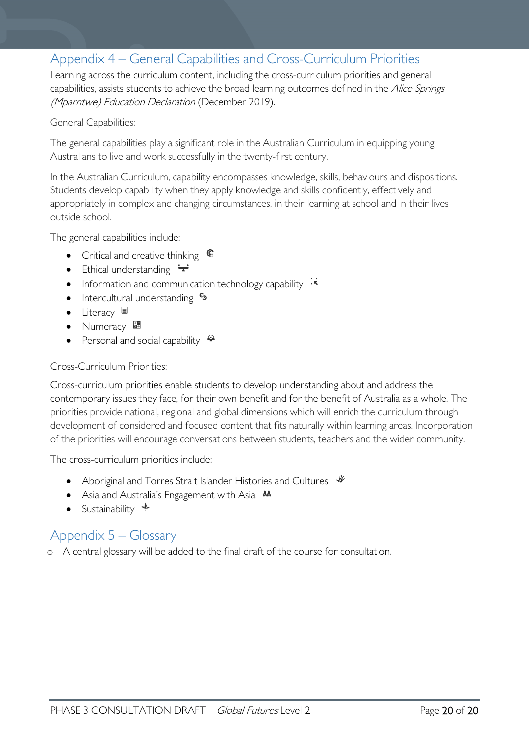## Appendix 4 – General Capabilities and Cross-Curriculum Priorities

Learning across the curriculum content, including the cross-curriculum priorities and general capabilities, assists students to achieve the broad learning outcomes defined in the *Alice Springs (Mparntwe) Education Declaration* (December 2019).

General Capabilities:

The general capabilities play a significant role in the Australian Curriculum in equipping young Australians to live and work successfully in the twenty-first century.

In the Australian Curriculum, capability encompasses knowledge, skills, behaviours and dispositions. Students develop capability when they apply knowledge and skills confidently, effectively and appropriately in complex and changing circumstances, in their learning at school and in their lives outside school.

The general capabilities include:

- Critical and creative thinking
- Ethical understanding
- Information and communication technology capability
- Intercultural understanding
- Literacy
- Numeracy
- Personal and social capability

Cross-Curriculum Priorities:

Cross-curriculum priorities enable students to develop understanding about and address the contemporary issues they face, for their own benefit and for the benefit of Australia as a whole. The priorities provide national, regional and global dimensions which will enrich the curriculum through development of considered and focused content that fits naturally within learning areas. Incorporation of the priorities will encourage conversations between students, teachers and the wider community.

The cross-curriculum priorities include:

- Aboriginal and Torres Strait Islander Histories and Cultures
- Asia and Australia's Engagement with Asia
- Sustainability

## Appendix 5 – Glossary

- A central glossary will be added to the final draft of the course for consultation.